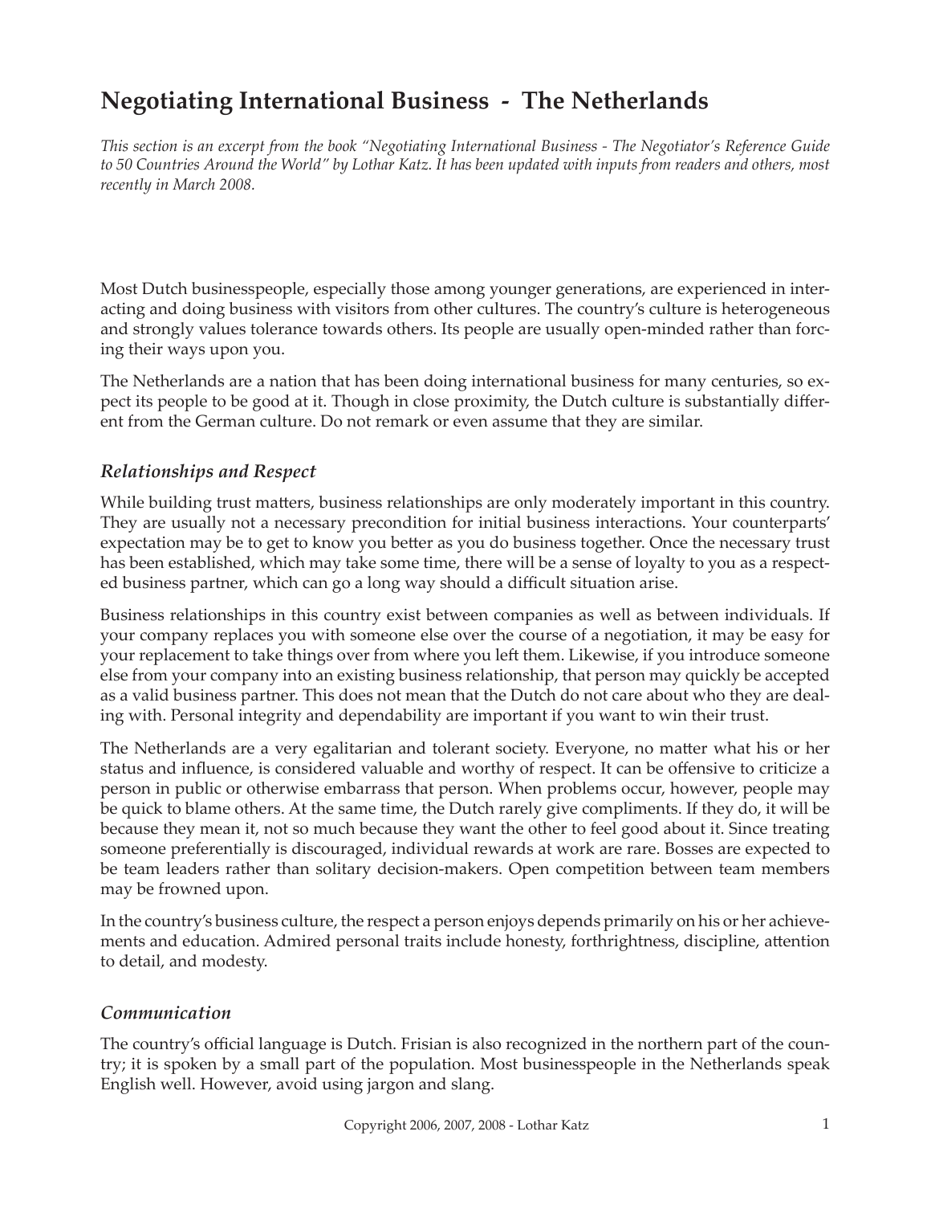# Negotiating International Business - The Netherlands

*This section is an excerpt from the book "Negotiating International Business - The Negotiator's Reference Guide to 50 Countries Around the World" by Lothar Katz. It has been updated with inputs from readers and others, most recently in March 2008.*

Most Dutch businesspeople, especially those among younger generations, are experienced in interacting and doing business with visitors from other cultures. The country's culture is heterogeneous and strongly values tolerance towards others. Its people are usually open-minded rather than forcing their ways upon you.

The Netherlands are a nation that has been doing international business for many centuries, so expect its people to be good at it. Though in close proximity, the Dutch culture is substantially different from the German culture. Do not remark or even assume that they are similar.

## *Relationships and Respect*

While building trust matters, business relationships are only moderately important in this country. They are usually not a necessary precondition for initial business interactions. Your counterparts' expectation may be to get to know you better as you do business together. Once the necessary trust has been established, which may take some time, there will be a sense of loyalty to you as a respected business partner, which can go a long way should a difficult situation arise.

Business relationships in this country exist between companies as well as between individuals. If your company replaces you with someone else over the course of a negotiation, it may be easy for your replacement to take things over from where you left them. Likewise, if you introduce someone else from your company into an existing business relationship, that person may quickly be accepted as a valid business partner. This does not mean that the Dutch do not care about who they are dealing with. Personal integrity and dependability are important if you want to win their trust.

The Netherlands are a very egalitarian and tolerant society. Everyone, no matter what his or her status and influence, is considered valuable and worthy of respect. It can be offensive to criticize a person in public or otherwise embarrass that person. When problems occur, however, people may be quick to blame others. At the same time, the Dutch rarely give compliments. If they do, it will be because they mean it, not so much because they want the other to feel good about it. Since treating someone preferentially is discouraged, individual rewards at work are rare. Bosses are expected to be team leaders rather than solitary decision-makers. Open competition between team members may be frowned upon.

In the country's business culture, the respect a person enjoys depends primarily on his or her achievements and education. Admired personal traits include honesty, forthrightness, discipline, attention to detail, and modesty.

## *Communication*

The country's official language is Dutch. Frisian is also recognized in the northern part of the country; it is spoken by a small part of the population. Most businesspeople in the Netherlands speak English well. However, avoid using jargon and slang.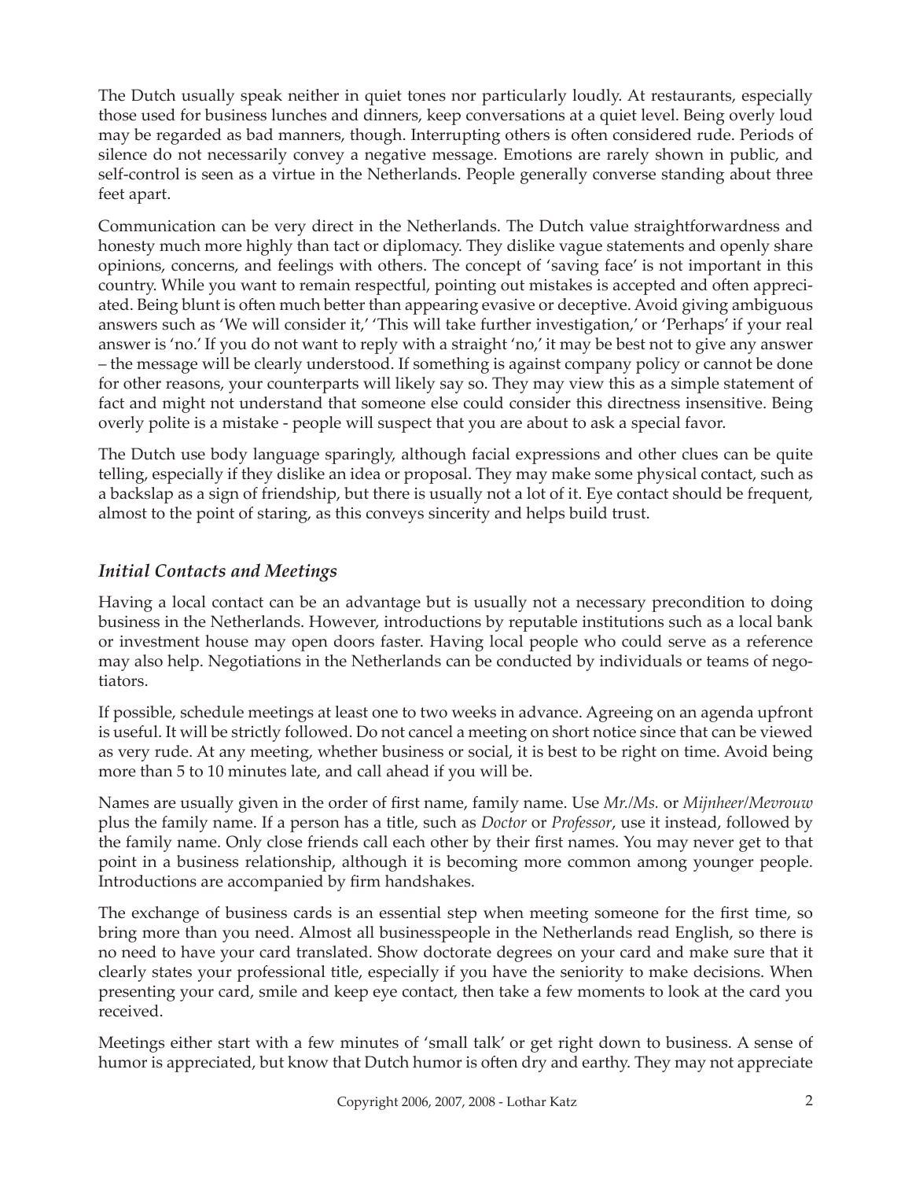The Dutch usually speak neither in quiet tones nor particularly loudly. At restaurants, especially those used for business lunches and dinners, keep conversations at a quiet level. Being overly loud may be regarded as bad manners, though. Interrupting others is often considered rude. Periods of silence do not necessarily convey a negative message. Emotions are rarely shown in public, and self-control is seen as a virtue in the Netherlands. People generally converse standing about three feet apart.

Communication can be very direct in the Netherlands. The Dutch value straightforwardness and honesty much more highly than tact or diplomacy. They dislike vague statements and openly share opinions, concerns, and feelings with others. The concept of 'saving face' is not important in this country. While you want to remain respectful, pointing out mistakes is accepted and often appreciated. Being blunt is often much better than appearing evasive or deceptive. Avoid giving ambiguous answers such as 'We will consider it,' 'This will take further investigation,' or 'Perhaps' if your real answer is 'no.' If you do not want to reply with a straight 'no,' it may be best not to give any answer – the message will be clearly understood. If something is against company policy or cannot be done for other reasons, your counterparts will likely say so. They may view this as a simple statement of fact and might not understand that someone else could consider this directness insensitive. Being overly polite is a mistake - people will suspect that you are about to ask a special favor.

The Dutch use body language sparingly, although facial expressions and other clues can be quite telling, especially if they dislike an idea or proposal. They may make some physical contact, such as a backslap as a sign of friendship, but there is usually not a lot of it. Eye contact should be frequent, almost to the point of staring, as this conveys sincerity and helps build trust.

### *Initial Contacts and Meetings*

Having a local contact can be an advantage but is usually not a necessary precondition to doing business in the Netherlands. However, introductions by reputable institutions such as a local bank or investment house may open doors faster. Having local people who could serve as a reference may also help. Negotiations in the Netherlands can be conducted by individuals or teams of negotiators.

If possible, schedule meetings at least one to two weeks in advance. Agreeing on an agenda upfront is useful. It will be strictly followed. Do not cancel a meeting on short notice since that can be viewed as very rude. At any meeting, whether business or social, it is best to be right on time. Avoid being more than 5 to 10 minutes late, and call ahead if you will be.

Names are usually given in the order of first name, family name. Use *Mr./Ms.* or *Mijnheer/Mevrouw* plus the family name. If a person has a title, such as *Doctor* or *Professor*, use it instead, followed by the family name. Only close friends call each other by their first names. You may never get to that point in a business relationship, although it is becoming more common among younger people. Introductions are accompanied by firm handshakes.

The exchange of business cards is an essential step when meeting someone for the first time, so bring more than you need. Almost all businesspeople in the Netherlands read English, so there is no need to have your card translated. Show doctorate degrees on your card and make sure that it clearly states your professional title, especially if you have the seniority to make decisions. When presenting your card, smile and keep eye contact, then take a few moments to look at the card you received.

Meetings either start with a few minutes of 'small talk' or get right down to business. A sense of humor is appreciated, but know that Dutch humor is often dry and earthy. They may not appreciate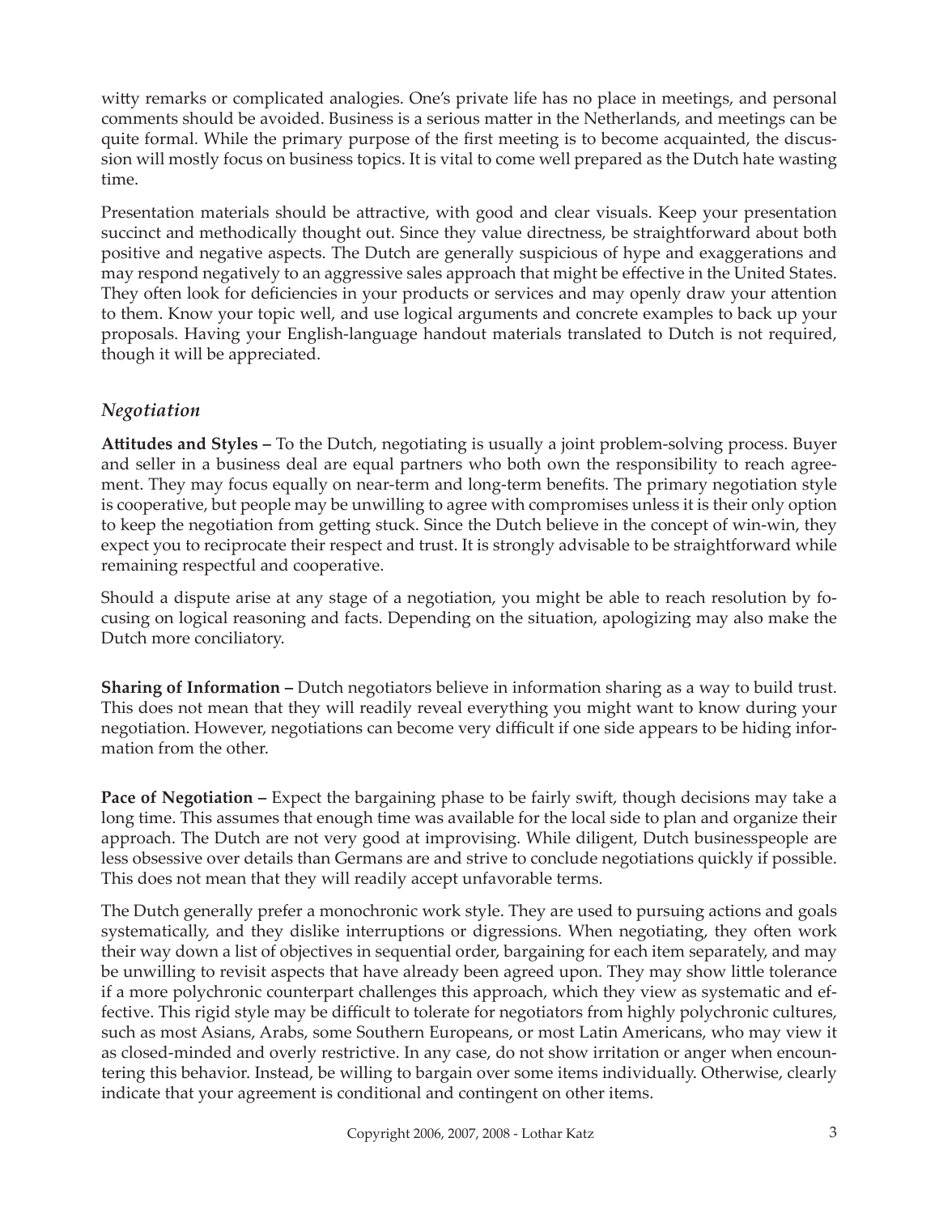witty remarks or complicated analogies. One's private life has no place in meetings, and personal comments should be avoided. Business is a serious matter in the Netherlands, and meetings can be quite formal. While the primary purpose of the first meeting is to become acquainted, the discussion will mostly focus on business topics. It is vital to come well prepared as the Dutch hate wasting time.

Presentation materials should be attractive, with good and clear visuals. Keep your presentation succinct and methodically thought out. Since they value directness, be straightforward about both positive and negative aspects. The Dutch are generally suspicious of hype and exaggerations and may respond negatively to an aggressive sales approach that might be effective in the United States. They often look for deficiencies in your products or services and may openly draw your attention to them. Know your topic well, and use logical arguments and concrete examples to back up your proposals. Having your English-language handout materials translated to Dutch is not required, though it will be appreciated.

### *Negotiation*

**Attitudes and Styles –** To the Dutch, negotiating is usually a joint problem-solving process. Buyer and seller in a business deal are equal partners who both own the responsibility to reach agreement. They may focus equally on near-term and long-term benefits. The primary negotiation style is cooperative, but people may be unwilling to agree with compromises unless it is their only option to keep the negotiation from getting stuck. Since the Dutch believe in the concept of win-win, they expect you to reciprocate their respect and trust. It is strongly advisable to be straightforward while remaining respectful and cooperative.

Should a dispute arise at any stage of a negotiation, you might be able to reach resolution by focusing on logical reasoning and facts. Depending on the situation, apologizing may also make the Dutch more conciliatory.

**Sharing of Information –** Dutch negotiators believe in information sharing as a way to build trust. This does not mean that they will readily reveal everything you might want to know during your negotiation. However, negotiations can become very difficult if one side appears to be hiding information from the other.

**Pace of Negotiation –** Expect the bargaining phase to be fairly swift, though decisions may take a long time. This assumes that enough time was available for the local side to plan and organize their approach. The Dutch are not very good at improvising. While diligent, Dutch businesspeople are less obsessive over details than Germans are and strive to conclude negotiations quickly if possible. This does not mean that they will readily accept unfavorable terms.

The Dutch generally prefer a monochronic work style. They are used to pursuing actions and goals systematically, and they dislike interruptions or digressions. When negotiating, they often work their way down a list of objectives in sequential order, bargaining for each item separately, and may be unwilling to revisit aspects that have already been agreed upon. They may show little tolerance if a more polychronic counterpart challenges this approach, which they view as systematic and effective. This rigid style may be difficult to tolerate for negotiators from highly polychronic cultures, such as most Asians, Arabs, some Southern Europeans, or most Latin Americans, who may view it as closed-minded and overly restrictive. In any case, do not show irritation or anger when encountering this behavior. Instead, be willing to bargain over some items individually. Otherwise, clearly indicate that your agreement is conditional and contingent on other items.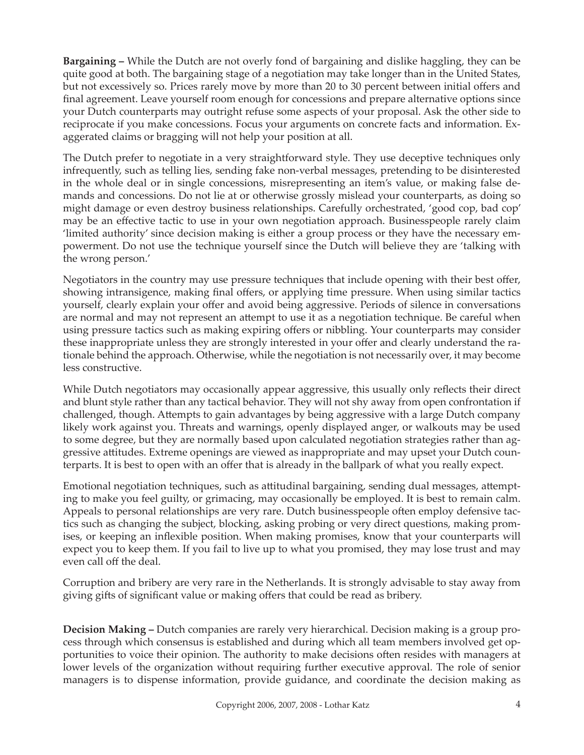**Bargaining –** While the Dutch are not overly fond of bargaining and dislike haggling, they can be quite good at both. The bargaining stage of a negotiation may take longer than in the United States, but not excessively so. Prices rarely move by more than 20 to 30 percent between initial offers and final agreement. Leave yourself room enough for concessions and prepare alternative options since your Dutch counterparts may outright refuse some aspects of your proposal. Ask the other side to reciprocate if you make concessions. Focus your arguments on concrete facts and information. Exaggerated claims or bragging will not help your position at all.

The Dutch prefer to negotiate in a very straightforward style. They use deceptive techniques only infrequently, such as telling lies, sending fake non-verbal messages, pretending to be disinterested in the whole deal or in single concessions, misrepresenting an item's value, or making false demands and concessions. Do not lie at or otherwise grossly mislead your counterparts, as doing so might damage or even destroy business relationships. Carefully orchestrated, 'good cop, bad cop' may be an effective tactic to use in your own negotiation approach. Businesspeople rarely claim 'limited authority' since decision making is either a group process or they have the necessary empowerment. Do not use the technique yourself since the Dutch will believe they are 'talking with the wrong person.'

Negotiators in the country may use pressure techniques that include opening with their best offer, showing intransigence, making final offers, or applying time pressure. When using similar tactics yourself, clearly explain your offer and avoid being aggressive. Periods of silence in conversations are normal and may not represent an attempt to use it as a negotiation technique. Be careful when using pressure tactics such as making expiring offers or nibbling. Your counterparts may consider these inappropriate unless they are strongly interested in your offer and clearly understand the rationale behind the approach. Otherwise, while the negotiation is not necessarily over, it may become less constructive.

While Dutch negotiators may occasionally appear aggressive, this usually only reflects their direct and blunt style rather than any tactical behavior. They will not shy away from open confrontation if challenged, though. Attempts to gain advantages by being aggressive with a large Dutch company likely work against you. Threats and warnings, openly displayed anger, or walkouts may be used to some degree, but they are normally based upon calculated negotiation strategies rather than aggressive attitudes. Extreme openings are viewed as inappropriate and may upset your Dutch counterparts. It is best to open with an offer that is already in the ballpark of what you really expect.

Emotional negotiation techniques, such as attitudinal bargaining, sending dual messages, attempting to make you feel guilty, or grimacing, may occasionally be employed. It is best to remain calm. Appeals to personal relationships are very rare. Dutch businesspeople often employ defensive tactics such as changing the subject, blocking, asking probing or very direct questions, making promises, or keeping an inflexible position. When making promises, know that your counterparts will expect you to keep them. If you fail to live up to what you promised, they may lose trust and may even call off the deal.

Corruption and bribery are very rare in the Netherlands. It is strongly advisable to stay away from giving gifts of significant value or making offers that could be read as bribery.

**Decision Making –** Dutch companies are rarely very hierarchical. Decision making is a group process through which consensus is established and during which all team members involved get opportunities to voice their opinion. The authority to make decisions often resides with managers at lower levels of the organization without requiring further executive approval. The role of senior managers is to dispense information, provide guidance, and coordinate the decision making as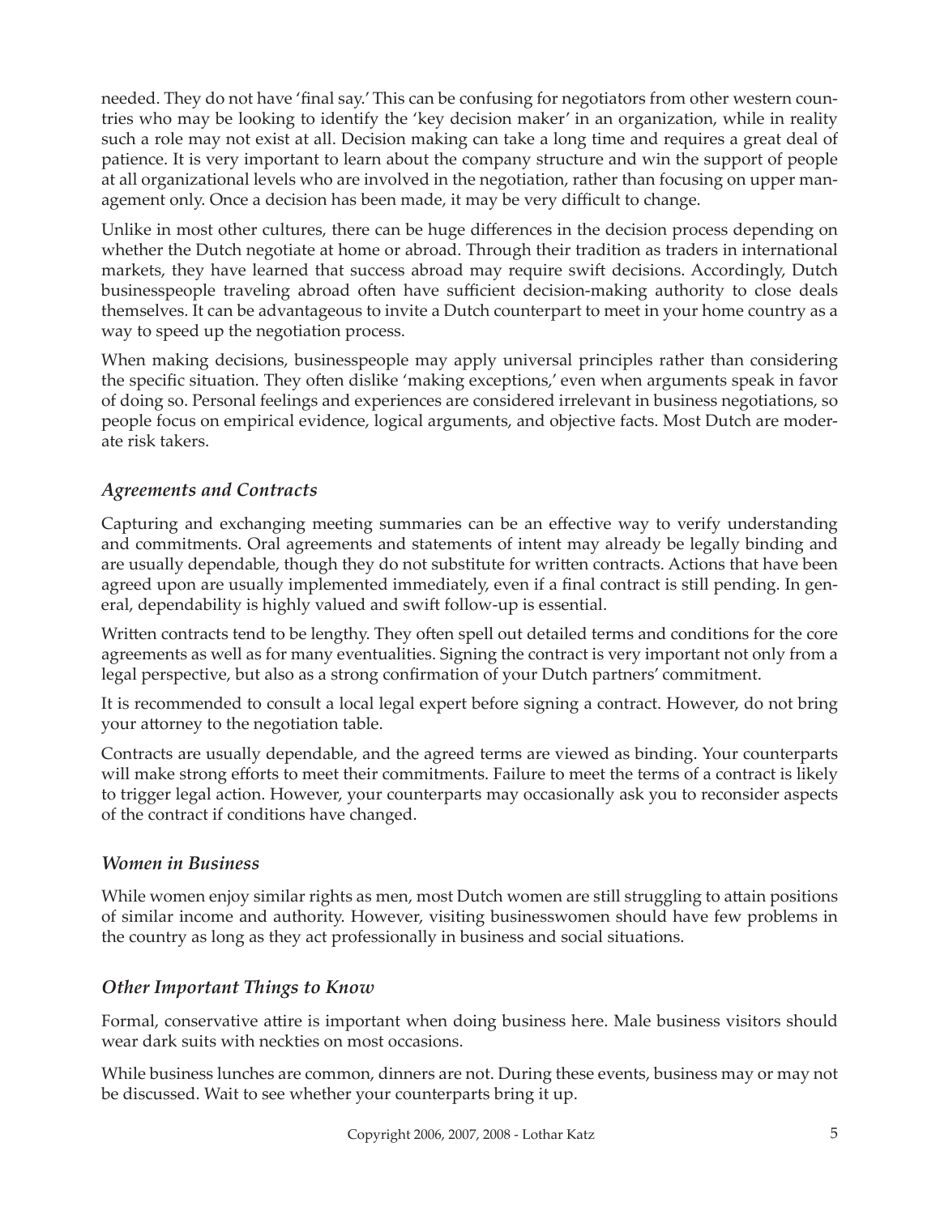needed. They do not have 'final say.' This can be confusing for negotiators from other western countries who may be looking to identify the 'key decision maker' in an organization, while in reality such a role may not exist at all. Decision making can take a long time and requires a great deal of patience. It is very important to learn about the company structure and win the support of people at all organizational levels who are involved in the negotiation, rather than focusing on upper management only. Once a decision has been made, it may be very difficult to change.

Unlike in most other cultures, there can be huge differences in the decision process depending on whether the Dutch negotiate at home or abroad. Through their tradition as traders in international markets, they have learned that success abroad may require swift decisions. Accordingly, Dutch businesspeople traveling abroad often have sufficient decision-making authority to close deals themselves. It can be advantageous to invite a Dutch counterpart to meet in your home country as a way to speed up the negotiation process.

When making decisions, businesspeople may apply universal principles rather than considering the specific situation. They often dislike 'making exceptions,' even when arguments speak in favor of doing so. Personal feelings and experiences are considered irrelevant in business negotiations, so people focus on empirical evidence, logical arguments, and objective facts. Most Dutch are moderate risk takers.

### *Agreements and Contracts*

Capturing and exchanging meeting summaries can be an effective way to verify understanding and commitments. Oral agreements and statements of intent may already be legally binding and are usually dependable, though they do not substitute for written contracts. Actions that have been agreed upon are usually implemented immediately, even if a final contract is still pending. In general, dependability is highly valued and swift follow-up is essential.

Written contracts tend to be lengthy. They often spell out detailed terms and conditions for the core agreements as well as for many eventualities. Signing the contract is very important not only from a legal perspective, but also as a strong confirmation of your Dutch partners' commitment.

It is recommended to consult a local legal expert before signing a contract. However, do not bring your attorney to the negotiation table.

Contracts are usually dependable, and the agreed terms are viewed as binding. Your counterparts will make strong efforts to meet their commitments. Failure to meet the terms of a contract is likely to trigger legal action. However, your counterparts may occasionally ask you to reconsider aspects of the contract if conditions have changed.

### *Women in Business*

While women enjoy similar rights as men, most Dutch women are still struggling to attain positions of similar income and authority. However, visiting businesswomen should have few problems in the country as long as they act professionally in business and social situations.

### *Other Important Things to Know*

Formal, conservative attire is important when doing business here. Male business visitors should wear dark suits with neckties on most occasions.

While business lunches are common, dinners are not. During these events, business may or may not be discussed. Wait to see whether your counterparts bring it up.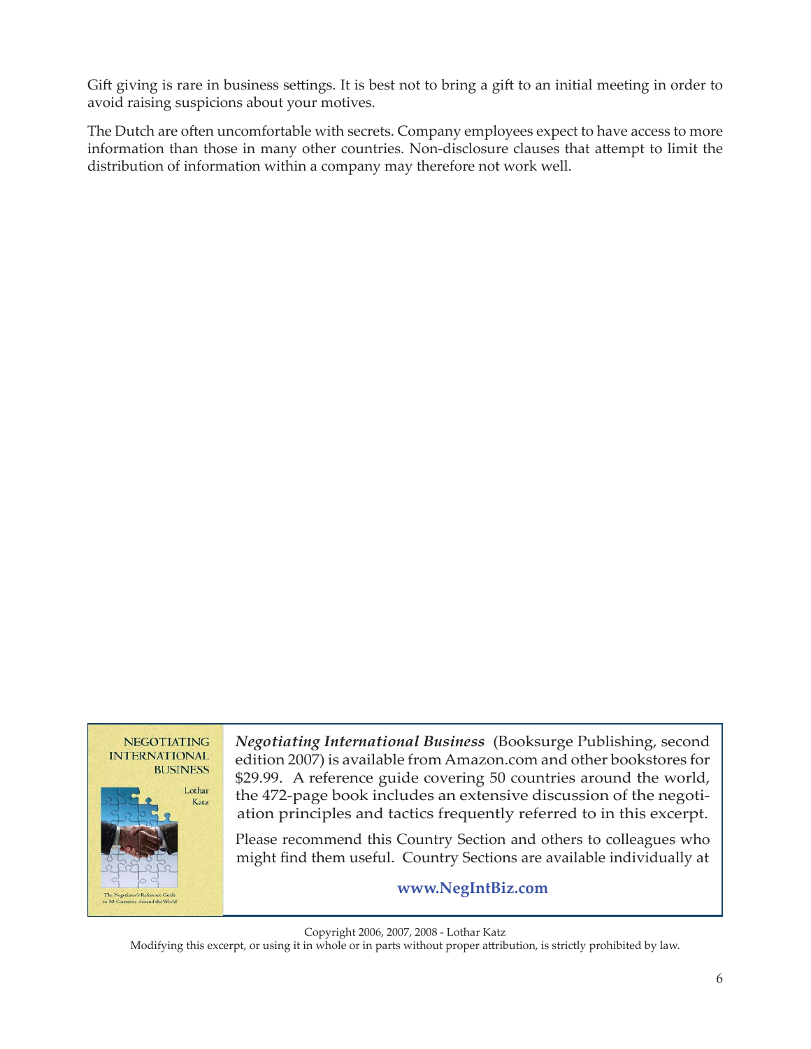Gift giving is rare in business settings. It is best not to bring a gift to an initial meeting in order to avoid raising suspicions about your motives.

The Dutch are often uncomfortable with secrets. Company employees expect to have access to more information than those in many other countries. Non-disclosure clauses that attempt to limit the distribution of information within a company may therefore not work well.

NEGOTIATING INTERNATIONAL BUSINESS

Lothar Katz

The Negotiator's Reference Guide to 50 Countries Around the World

***Negotiating International Business*** (Booksurge Publishing, second edition 2007) is available from Amazon.com and other bookstores for $29.99. A reference guide covering 50 countries around the world, the 472-page book includes an extensive discussion of the negotiation principles and tactics frequently referred to in this excerpt.

Please recommend this Country Section and others to colleagues who might find them useful. Country Sections are available individually at

**www.NegIntBiz.com**

Copyright 2006, 2007, 2008 - Lothar Katz
Modifying this excerpt, or using it in whole or in parts without proper attribution, is strictly prohibited by law.